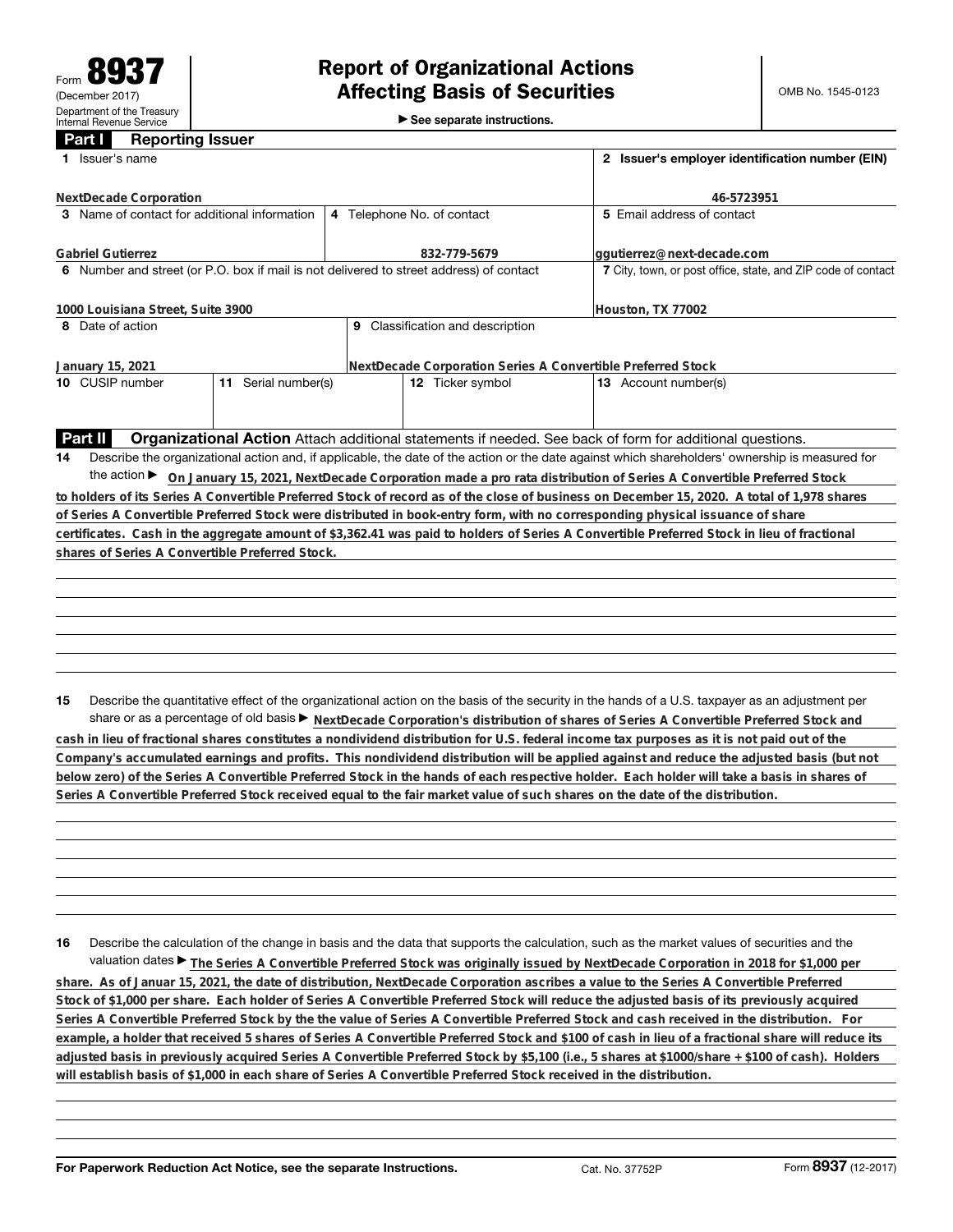Form **8937**
(December 2017)
Department of the Treasury
Internal Revenue Service

# Report of Organizational Actions Affecting Basis of Securities

▶ See separate instructions.

OMB No. 1545-0123

## Part I Reporting Issuer

| 1 Issuer's name | | | 2 Issuer's employer identification number (EIN) |
|---|---|---|---|
| NextDecade Corporation | | | 46-5723951 |
| 3 Name of contact for additional information | 4 Telephone No. of contact | | 5 Email address of contact |
| Gabriel Gutierrez | 832-779-5679 | | ggutierrez@next-decade.com |
| 6 Number and street (or P.O. box if mail is not delivered to street address) of contact | | | 7 City, town, or post office, state, and ZIP code of contact |
| 1000 Louisiana Street, Suite 3900 | | | Houston, TX 77002 |
| 8 Date of action | 9 Classification and description | | |
| January 15, 2021 | NextDecade Corporation Series A Convertible Preferred Stock | | |
| 10 CUSIP number | 11 Serial number(s) | 12 Ticker symbol | 13 Account number(s) |
| | | | |

## Part II Organizational Action

Attach additional statements if needed. See back of form for additional questions.

**14** Describe the organizational action and, if applicable, the date of the action or the date against which shareholders' ownership is measured for the action ▶ On January 15, 2021, NextDecade Corporation made a pro rata distribution of Series A Convertible Preferred Stock to holders of its Series A Convertible Preferred Stock of record as of the close of business on December 15, 2020. A total of 1,978 shares of Series A Convertible Preferred Stock were distributed in book-entry form, with no corresponding physical issuance of share certificates. Cash in the aggregate amount of $3,362.41 was paid to holders of Series A Convertible Preferred Stock in lieu of fractional shares of Series A Convertible Preferred Stock.

**15** Describe the quantitative effect of the organizational action on the basis of the security in the hands of a U.S. taxpayer as an adjustment per share or as a percentage of old basis ▶ NextDecade Corporation's distribution of shares of Series A Convertible Preferred Stock and cash in lieu of fractional shares constitutes a nondividend distribution for U.S. federal income tax purposes as it is not paid out of the Company's accumulated earnings and profits. This nondividend distribution will be applied against and reduce the adjusted basis (but not below zero) of the Series A Convertible Preferred Stock in the hands of each respective holder. Each holder will take a basis in shares of Series A Convertible Preferred Stock received equal to the fair market value of such shares on the date of the distribution.

**16** Describe the calculation of the change in basis and the data that supports the calculation, such as the market values of securities and the valuation dates ▶ The Series A Convertible Preferred Stock was originally issued by NextDecade Corporation in 2018 for $1,000 per share. As of Januar 15, 2021, the date of distribution, NextDecade Corporation ascribes a value to the Series A Convertible Preferred Stock of $1,000 per share. Each holder of Series A Convertible Preferred Stock will reduce the adjusted basis of its previously acquired Series A Convertible Preferred Stock by the the value of Series A Convertible Preferred Stock and cash received in the distribution. For example, a holder that received 5 shares of Series A Convertible Preferred Stock and $100 of cash in lieu of a fractional share will reduce its adjusted basis in previously acquired Series A Convertible Preferred Stock by $5,100 (i.e., 5 shares at $1000/share + $100 of cash). Holders will establish basis of $1,000 in each share of Series A Convertible Preferred Stock received in the distribution.

For Paperwork Reduction Act Notice, see the separate Instructions. Cat. No. 37752P Form **8937** (12-2017)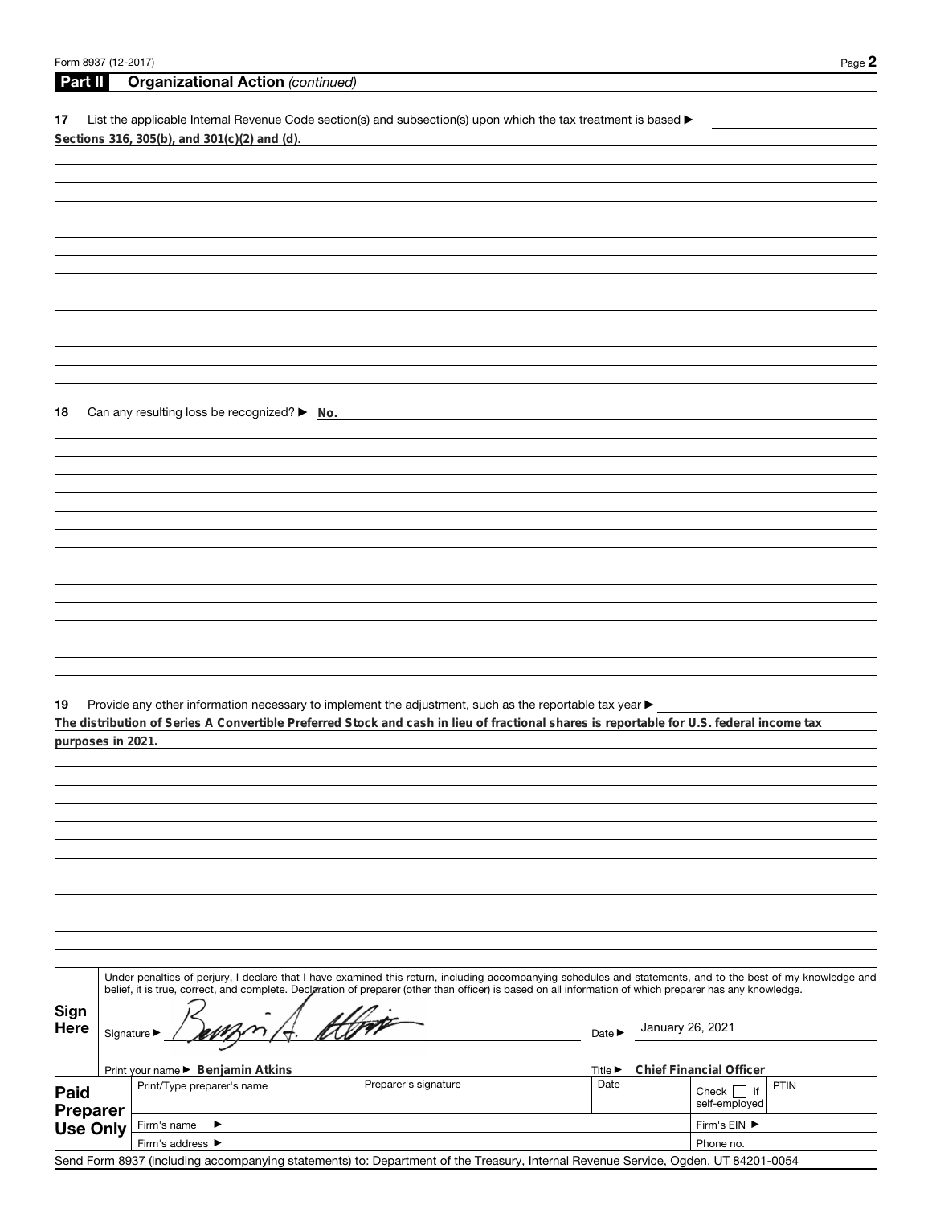## Part II Organizational Action *(continued)*

**17** List the applicable Internal Revenue Code section(s) and subsection(s) upon which the tax treatment is based ▶

**Sections 316, 305(b), and 301(c)(2) and (d).**

**18** Can any resulting loss be recognized? ▶ **No.**

**19** Provide any other information necessary to implement the adjustment, such as the reportable tax year ▶

**The distribution of Series A Convertible Preferred Stock and cash in lieu of fractional shares is reportable for U.S. federal income tax purposes in 2021.**

**Sign Here**

Under penalties of perjury, I declare that I have examined this return, including accompanying schedules and statements, and to the best of my knowledge and belief, it is true, correct, and complete. Declaration of preparer (other than officer) is based on all information of which preparer has any knowledge.

Signature ▶ [signature] Date ▶ January 26, 2021

Print your name ▶ **Benjamin Atkins** Title ▶ **Chief Financial Officer**

| Paid Preparer Use Only | | | | |
|---|---|---|---|---|
| Print/Type preparer's name | Preparer's signature | Date | Check ☐ if self-employed | PTIN |
| Firm's name ▶ | | | Firm's EIN ▶ | |
| Firm's address ▶ | | | Phone no. | |

Send Form 8937 (including accompanying statements) to: Department of the Treasury, Internal Revenue Service, Ogden, UT 84201-0054